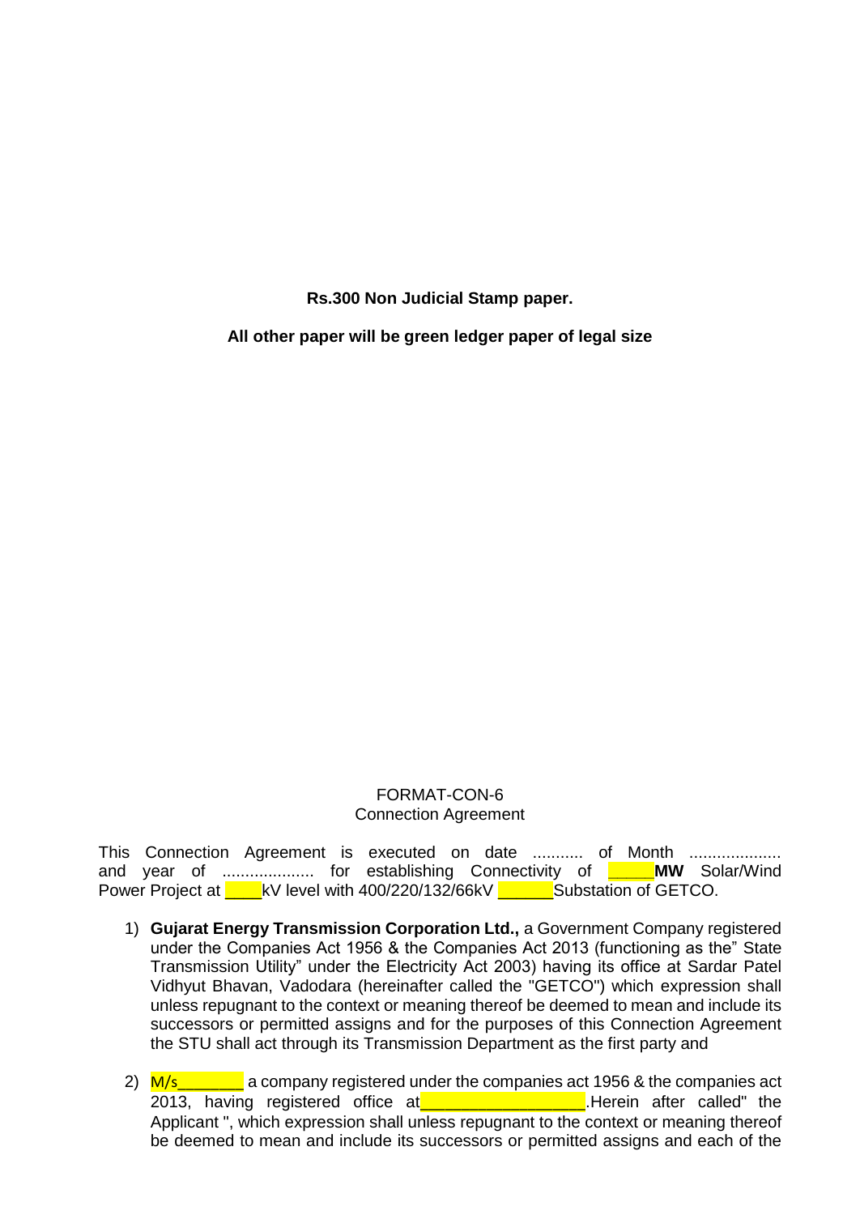**Rs.300 Non Judicial Stamp paper.**

**All other paper will be green ledger paper of legal size**

FORMAT-CON-6

Connection Agreement

This Connection Agreement is executed on date ........... of Month .................... and year of .................... for establishing Connectivity of _____**MW** Solar/Wind Power Project at ____kV level with 400/220/132/66kV ______Substation of GETCO.

1) **Gujarat Energy Transmission Corporation Ltd.,** a Government Company registered under the Companies Act 1956 & the Companies Act 2013 (functioning as the" State Transmission Utility" under the Electricity Act 2003) having its office at Sardar Patel Vidhyut Bhavan, Vadodara (hereinafter called the "GETCO") which expression shall unless repugnant to the context or meaning thereof be deemed to mean and include its successors or permitted assigns and for the purposes of this Connection Agreement the STU shall act through its Transmission Department as the first party and

2) M/s_______ a company registered under the companies act 1956 & the companies act 2013, having registered office at_________________.Herein after called" the Applicant ", which expression shall unless repugnant to the context or meaning thereof be deemed to mean and include its successors or permitted assigns and each of the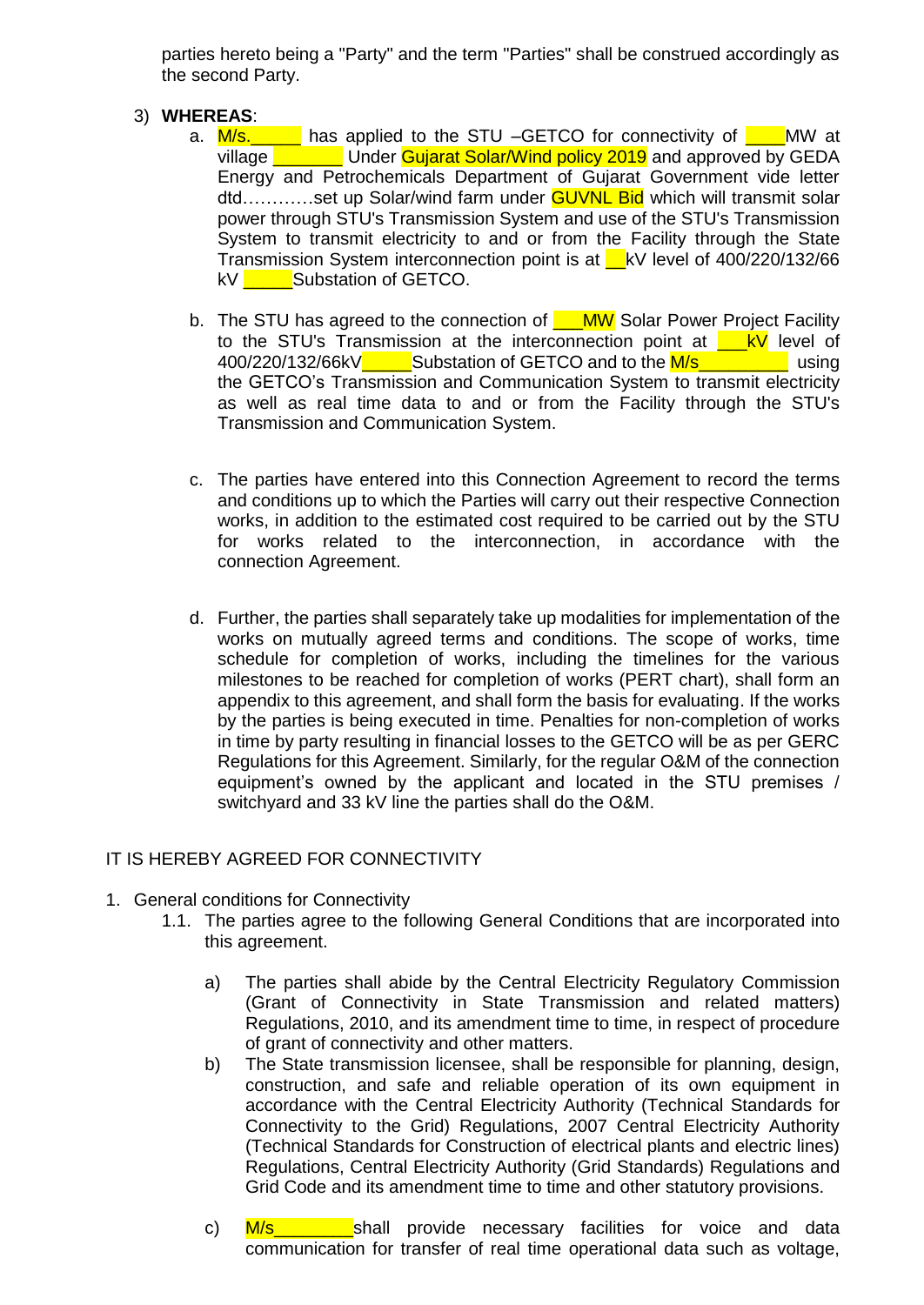parties hereto being a "Party" and the term "Parties" shall be construed accordingly as the second Party.

3) **WHEREAS**:

a. M/s.\_\_\_\_\_ has applied to the STU –GETCO for connectivity of \_\_\_\_MW at village \_\_\_\_\_\_\_ Under Gujarat Solar/Wind policy 2019 and approved by GEDA Energy and Petrochemicals Department of Gujarat Government vide letter dtd…………set up Solar/wind farm under GUVNL Bid which will transmit solar power through STU's Transmission System and use of the STU's Transmission System to transmit electricity to and or from the Facility through the State Transmission System interconnection point is at \_\_kV level of 400/220/132/66 kV \_\_\_\_\_Substation of GETCO.

b. The STU has agreed to the connection of \_\_\_MW Solar Power Project Facility to the STU's Transmission at the interconnection point at \_\_\_kV level of 400/220/132/66kV\_\_\_\_\_Substation of GETCO and to the M/s\_\_\_\_\_\_\_\_\_ using the GETCO's Transmission and Communication System to transmit electricity as well as real time data to and or from the Facility through the STU's Transmission and Communication System.

c. The parties have entered into this Connection Agreement to record the terms and conditions up to which the Parties will carry out their respective Connection works, in addition to the estimated cost required to be carried out by the STU for works related to the interconnection, in accordance with the connection Agreement.

d. Further, the parties shall separately take up modalities for implementation of the works on mutually agreed terms and conditions. The scope of works, time schedule for completion of works, including the timelines for the various milestones to be reached for completion of works (PERT chart), shall form an appendix to this agreement, and shall form the basis for evaluating. If the works by the parties is being executed in time. Penalties for non-completion of works in time by party resulting in financial losses to the GETCO will be as per GERC Regulations for this Agreement. Similarly, for the regular O&M of the connection equipment's owned by the applicant and located in the STU premises / switchyard and 33 kV line the parties shall do the O&M.

IT IS HEREBY AGREED FOR CONNECTIVITY

1. General conditions for Connectivity

1.1. The parties agree to the following General Conditions that are incorporated into this agreement.

a) The parties shall abide by the Central Electricity Regulatory Commission (Grant of Connectivity in State Transmission and related matters) Regulations, 2010, and its amendment time to time, in respect of procedure of grant of connectivity and other matters.

b) The State transmission licensee, shall be responsible for planning, design, construction, and safe and reliable operation of its own equipment in accordance with the Central Electricity Authority (Technical Standards for Connectivity to the Grid) Regulations, 2007 Central Electricity Authority (Technical Standards for Construction of electrical plants and electric lines) Regulations, Central Electricity Authority (Grid Standards) Regulations and Grid Code and its amendment time to time and other statutory provisions.

c) M/s\_\_\_\_\_\_\_\_shall provide necessary facilities for voice and data communication for transfer of real time operational data such as voltage,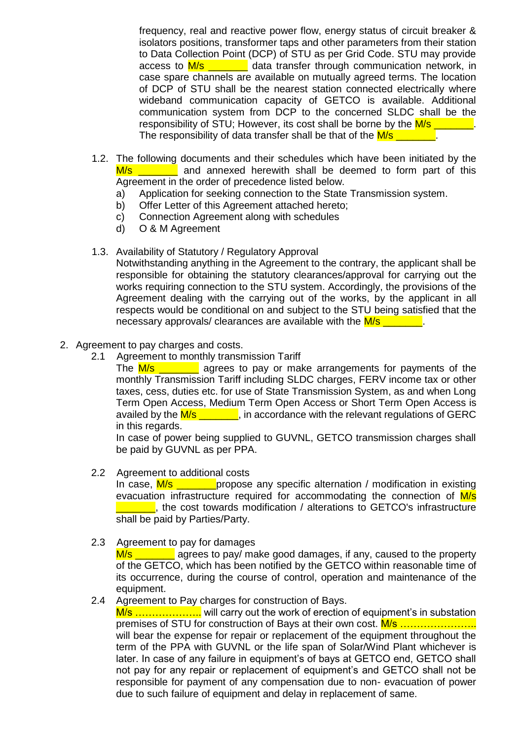frequency, real and reactive power flow, energy status of circuit breaker & isolators positions, transformer taps and other parameters from their station to Data Collection Point (DCP) of STU as per Grid Code. STU may provide access to M/s _______ data transfer through communication network, in case spare channels are available on mutually agreed terms. The location of DCP of STU shall be the nearest station connected electrically where wideband communication capacity of GETCO is available. Additional communication system from DCP to the concerned SLDC shall be the responsibility of STU; However, its cost shall be borne by the M/s _______. The responsibility of data transfer shall be that of the M/s _______.

1.2. The following documents and their schedules which have been initiated by the M/s _______ and annexed herewith shall be deemed to form part of this Agreement in the order of precedence listed below.
   a) Application for seeking connection to the State Transmission system.
   b) Offer Letter of this Agreement attached hereto;
   c) Connection Agreement along with schedules
   d) O & M Agreement

1.3. Availability of Statutory / Regulatory Approval
Notwithstanding anything in the Agreement to the contrary, the applicant shall be responsible for obtaining the statutory clearances/approval for carrying out the works requiring connection to the STU system. Accordingly, the provisions of the Agreement dealing with the carrying out of the works, by the applicant in all respects would be conditional on and subject to the STU being satisfied that the necessary approvals/ clearances are available with the M/s _______.

2. Agreement to pay charges and costs.

2.1 Agreement to monthly transmission Tariff
The M/s _______ agrees to pay or make arrangements for payments of the monthly Transmission Tariff including SLDC charges, FERV income tax or other taxes, cess, duties etc. for use of State Transmission System, as and when Long Term Open Access, Medium Term Open Access or Short Term Open Access is availed by the M/s _______, in accordance with the relevant regulations of GERC in this regards.
In case of power being supplied to GUVNL, GETCO transmission charges shall be paid by GUVNL as per PPA.

2.2 Agreement to additional costs
In case, M/s _______propose any specific alternation / modification in existing evacuation infrastructure required for accommodating the connection of M/s _______, the cost towards modification / alterations to GETCO's infrastructure shall be paid by Parties/Party.

2.3 Agreement to pay for damages
M/s _______ agrees to pay/ make good damages, if any, caused to the property of the GETCO, which has been notified by the GETCO within reasonable time of its occurrence, during the course of control, operation and maintenance of the equipment.

2.4 Agreement to Pay charges for construction of Bays.
M/s ……………….. will carry out the work of erection of equipment's in substation premises of STU for construction of Bays at their own cost. M/s ………………….. will bear the expense for repair or replacement of the equipment throughout the term of the PPA with GUVNL or the life span of Solar/Wind Plant whichever is later. In case of any failure in equipment's of bays at GETCO end, GETCO shall not pay for any repair or replacement of equipment's and GETCO shall not be responsible for payment of any compensation due to non- evacuation of power due to such failure of equipment and delay in replacement of same.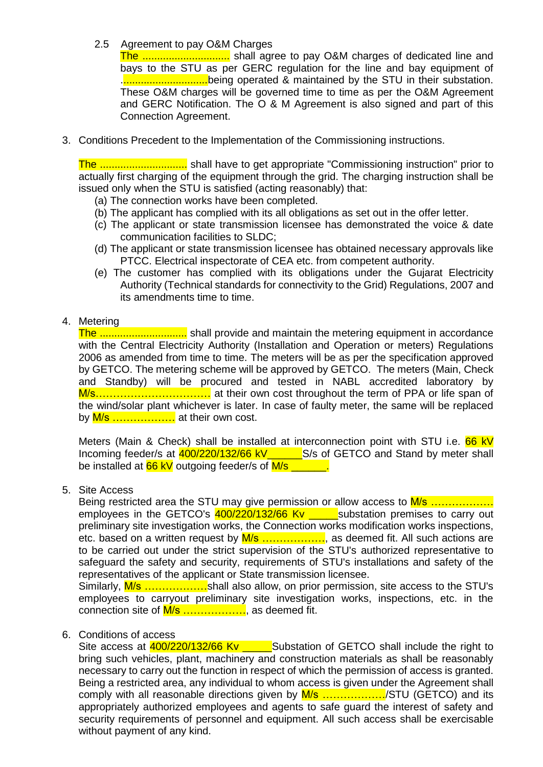2.5 Agreement to pay O&M Charges

The .............................. shall agree to pay O&M charges of dedicated line and bays to the STU as per GERC regulation for the line and bay equipment of ..............................being operated & maintained by the STU in their substation. These O&M charges will be governed time to time as per the O&M Agreement and GERC Notification. The O & M Agreement is also signed and part of this Connection Agreement.

3. Conditions Precedent to the Implementation of the Commissioning instructions.

   The .............................. shall have to get appropriate "Commissioning instruction" prior to actually first charging of the equipment through the grid. The charging instruction shall be issued only when the STU is satisfied (acting reasonably) that:

   (a) The connection works have been completed.

   (b) The applicant has complied with its all obligations as set out in the offer letter.

   (c) The applicant or state transmission licensee has demonstrated the voice & date communication facilities to SLDC;

   (d) The applicant or state transmission licensee has obtained necessary approvals like PTCC. Electrical inspectorate of CEA etc. from competent authority.

   (e) The customer has complied with its obligations under the Gujarat Electricity Authority (Technical standards for connectivity to the Grid) Regulations, 2007 and its amendments time to time.

4. Metering

   The .............................. shall provide and maintain the metering equipment in accordance with the Central Electricity Authority (Installation and Operation or meters) Regulations 2006 as amended from time to time. The meters will be as per the specification approved by GETCO. The metering scheme will be approved by GETCO. The meters (Main, Check and Standby) will be procured and tested in NABL accredited laboratory by M/s…………………………… at their own cost throughout the term of PPA or life span of the wind/solar plant whichever is later. In case of faulty meter, the same will be replaced by M/s ……………… at their own cost.

   Meters (Main & Check) shall be installed at interconnection point with STU i.e. 66 kV Incoming feeder/s at 400/220/132/66 kV______S/s of GETCO and Stand by meter shall be installed at 66 kV outgoing feeder/s of M/s ______.

5. Site Access

   Being restricted area the STU may give permission or allow access to M/s ……………… employees in the GETCO's 400/220/132/66 Kv _____substation premises to carry out preliminary site investigation works, the Connection works modification works inspections, etc. based on a written request by M/s ………………, as deemed fit. All such actions are to be carried out under the strict supervision of the STU's authorized representative to safeguard the safety and security, requirements of STU's installations and safety of the representatives of the applicant or State transmission licensee.

   Similarly, M/s ………………shall also allow, on prior permission, site access to the STU's employees to carryout preliminary site investigation works, inspections, etc. in the connection site of M/s ………………, as deemed fit.

6. Conditions of access

   Site access at 400/220/132/66 Kv _____Substation of GETCO shall include the right to bring such vehicles, plant, machinery and construction materials as shall be reasonably necessary to carry out the function in respect of which the permission of access is granted. Being a restricted area, any individual to whom access is given under the Agreement shall comply with all reasonable directions given by M/s ………………/STU (GETCO) and its appropriately authorized employees and agents to safe guard the interest of safety and security requirements of personnel and equipment. All such access shall be exercisable without payment of any kind.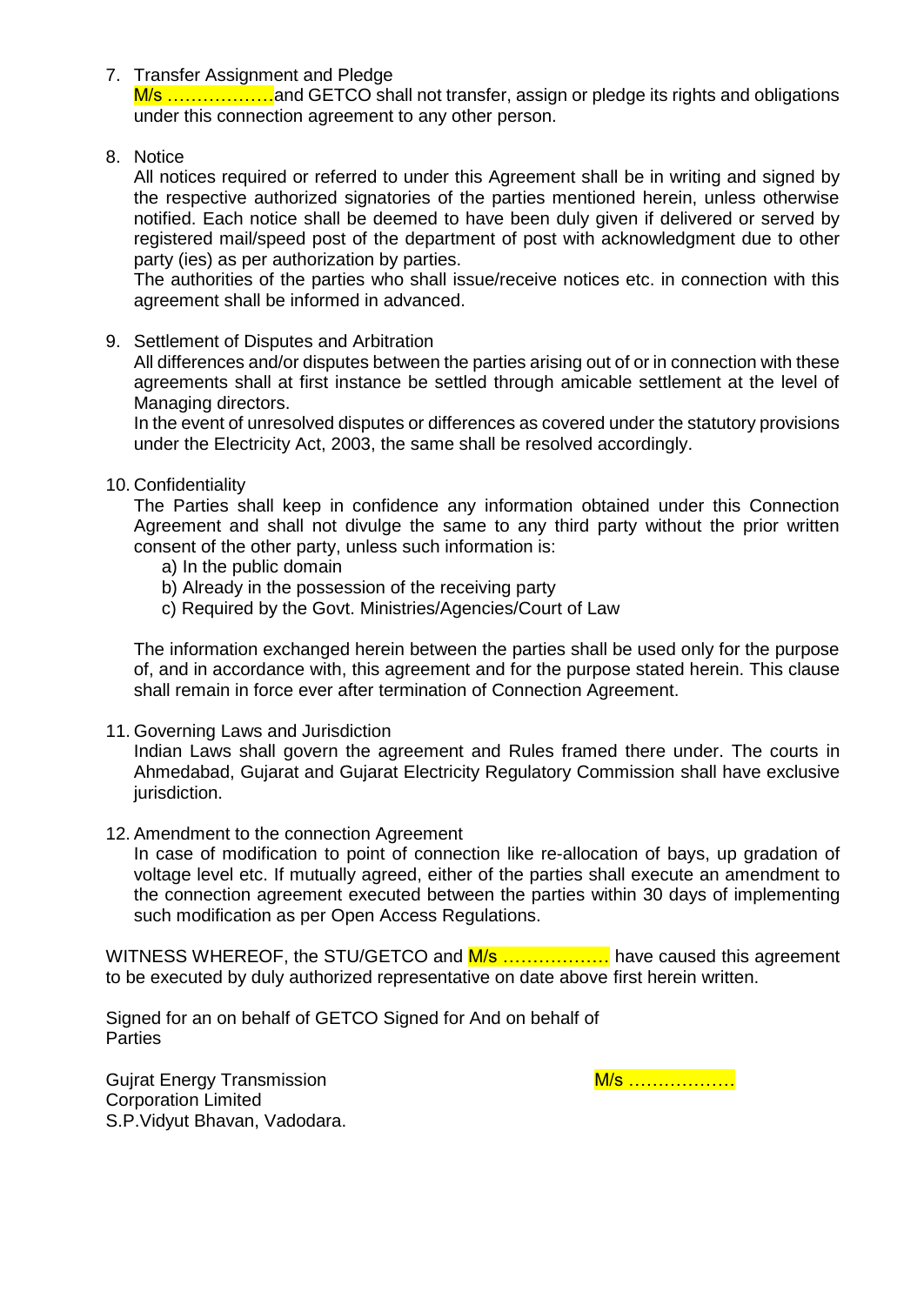7. Transfer Assignment and Pledge

   M/s ………………and GETCO shall not transfer, assign or pledge its rights and obligations under this connection agreement to any other person.

8. Notice

   All notices required or referred to under this Agreement shall be in writing and signed by the respective authorized signatories of the parties mentioned herein, unless otherwise notified. Each notice shall be deemed to have been duly given if delivered or served by registered mail/speed post of the department of post with acknowledgment due to other party (ies) as per authorization by parties.

   The authorities of the parties who shall issue/receive notices etc. in connection with this agreement shall be informed in advanced.

9. Settlement of Disputes and Arbitration

   All differences and/or disputes between the parties arising out of or in connection with these agreements shall at first instance be settled through amicable settlement at the level of Managing directors.

   In the event of unresolved disputes or differences as covered under the statutory provisions under the Electricity Act, 2003, the same shall be resolved accordingly.

10. Confidentiality

    The Parties shall keep in confidence any information obtained under this Connection Agreement and shall not divulge the same to any third party without the prior written consent of the other party, unless such information is:

    a) In the public domain
    b) Already in the possession of the receiving party
    c) Required by the Govt. Ministries/Agencies/Court of Law

    The information exchanged herein between the parties shall be used only for the purpose of, and in accordance with, this agreement and for the purpose stated herein. This clause shall remain in force ever after termination of Connection Agreement.

11. Governing Laws and Jurisdiction

    Indian Laws shall govern the agreement and Rules framed there under. The courts in Ahmedabad, Gujarat and Gujarat Electricity Regulatory Commission shall have exclusive jurisdiction.

12. Amendment to the connection Agreement

    In case of modification to point of connection like re-allocation of bays, up gradation of voltage level etc. If mutually agreed, either of the parties shall execute an amendment to the connection agreement executed between the parties within 30 days of implementing such modification as per Open Access Regulations.

WITNESS WHEREOF, the STU/GETCO and M/s ……………… have caused this agreement to be executed by duly authorized representative on date above first herein written.

Signed for an on behalf of GETCO Signed for And on behalf of Parties

Gujrat Energy Transmission Corporation Limited
S.P.Vidyut Bhavan, Vadodara.

M/s ………………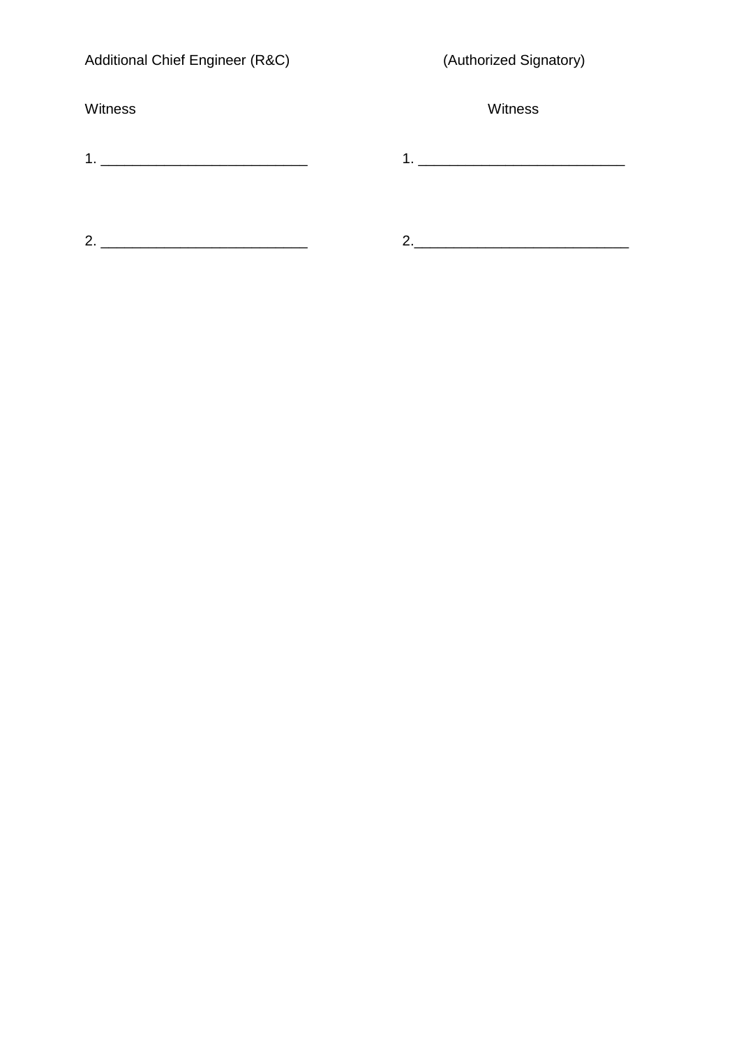| | |
|---|---|
| Additional Chief Engineer (R&C) | (Authorized Signatory) |
| Witness | Witness |
| 1. __________________________ | 1. __________________________ |
| 2. __________________________ | 2.__________________________ |